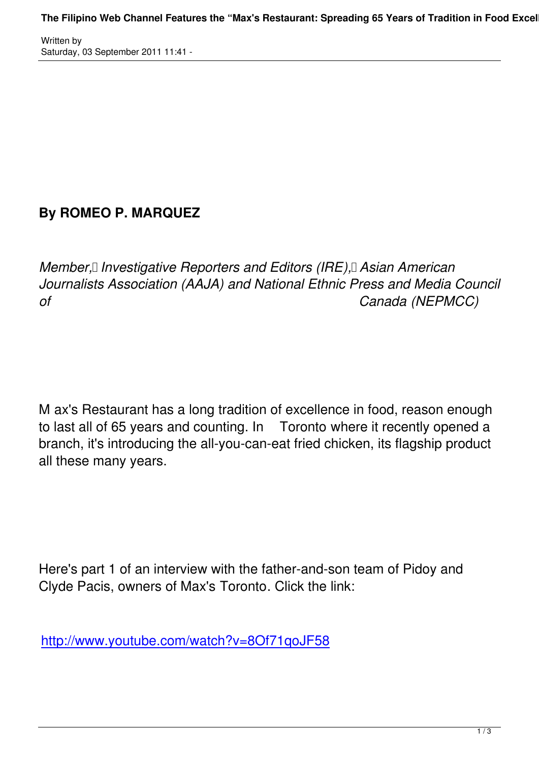Written by
Saturday, 03 September 2011 11:41 -

**By ROMEO P. MARQUEZ**

*Member, Investigative Reporters and Editors (IRE), Asian American Journalists Association (AAJA) and National Ethnic Press and Media Council of Canada (NEPMCC)*

Max's Restaurant has a long tradition of excellence in food, reason enough to last all of 65 years and counting. In Toronto where it recently opened a branch, it's introducing the all-you-can-eat fried chicken, its flagship product all these many years.

Here's part 1 of an interview with the father-and-son team of Pidoy and Clyde Pacis, owners of Max's Toronto. Click the link:

http://www.youtube.com/watch?v=8Of71qoJF58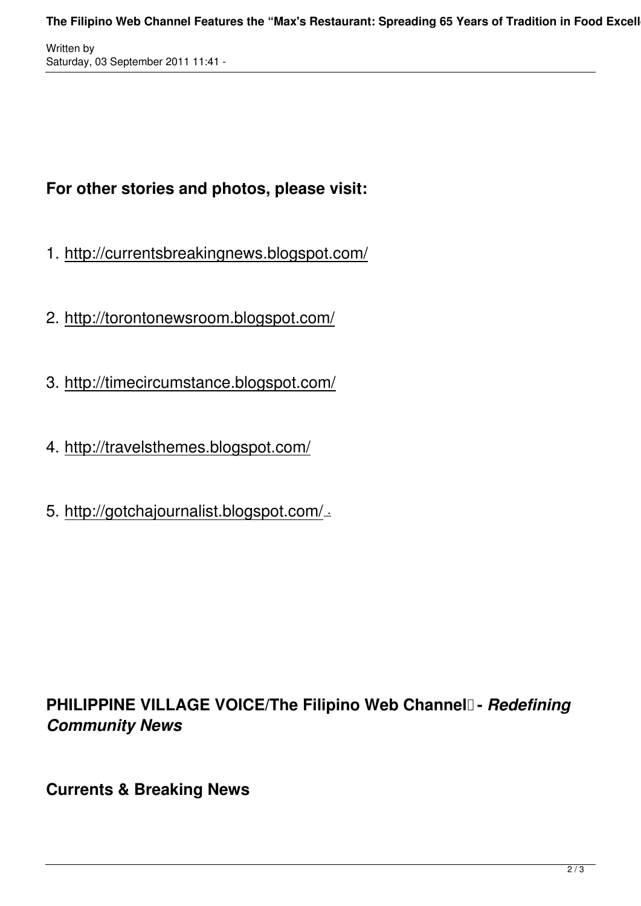**For other stories and photos, please visit:**

1. http://currentsbreakingnews.blogspot.com/

2. http://torontonewsroom.blogspot.com/

3. http://timecircumstance.blogspot.com/

4. http://travelsthemes.blogspot.com/

5. http://gotchajournalist.blogspot.com/ .

**PHILIPPINE VILLAGE VOICE/The Filipino Web Channel - *Redefining Community News***

**Currents & Breaking News**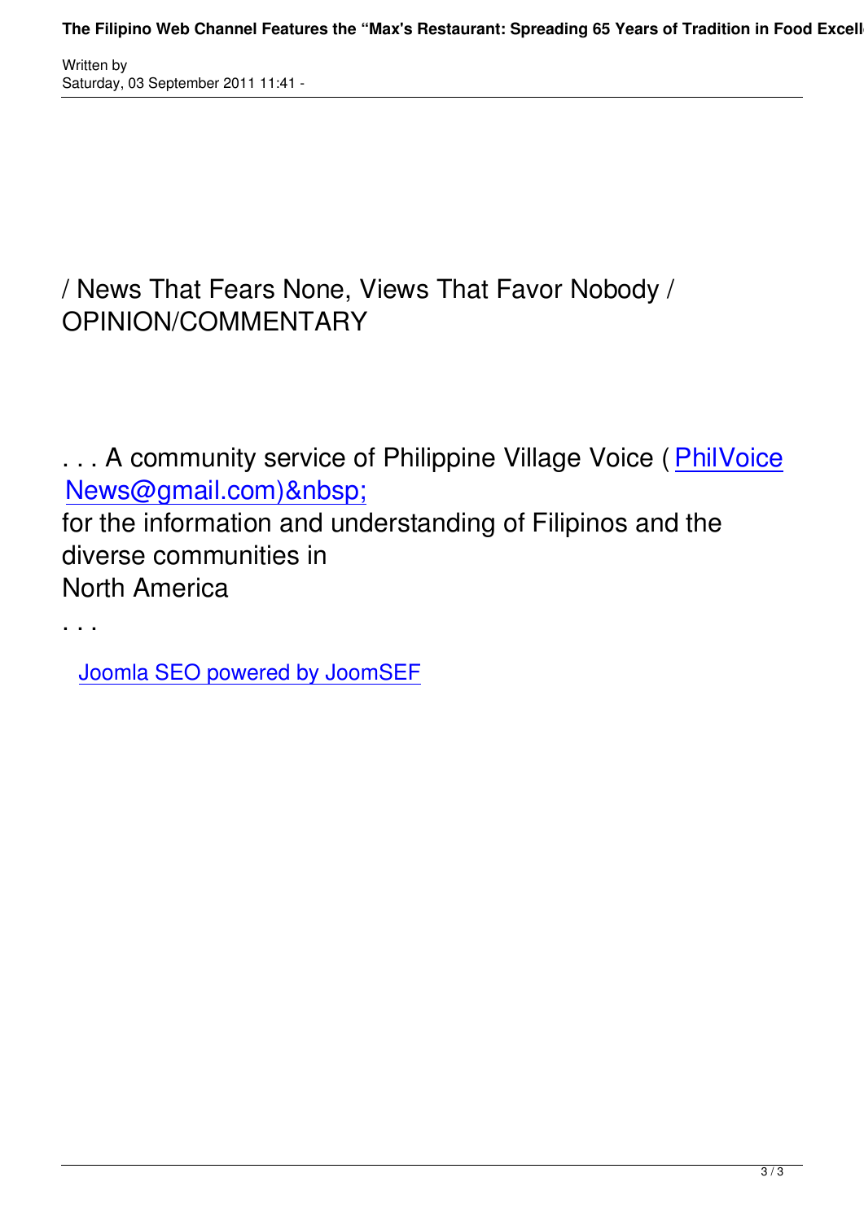/ News That Fears None, Views That Favor Nobody / OPINION/COMMENTARY

. . . A community service of Philippine Village Voice ( PhilVoice News@gmail.com)&nbsp;
for the information and understanding of Filipinos and the diverse communities in
North America

. . .

Joomla SEO powered by JoomSEF